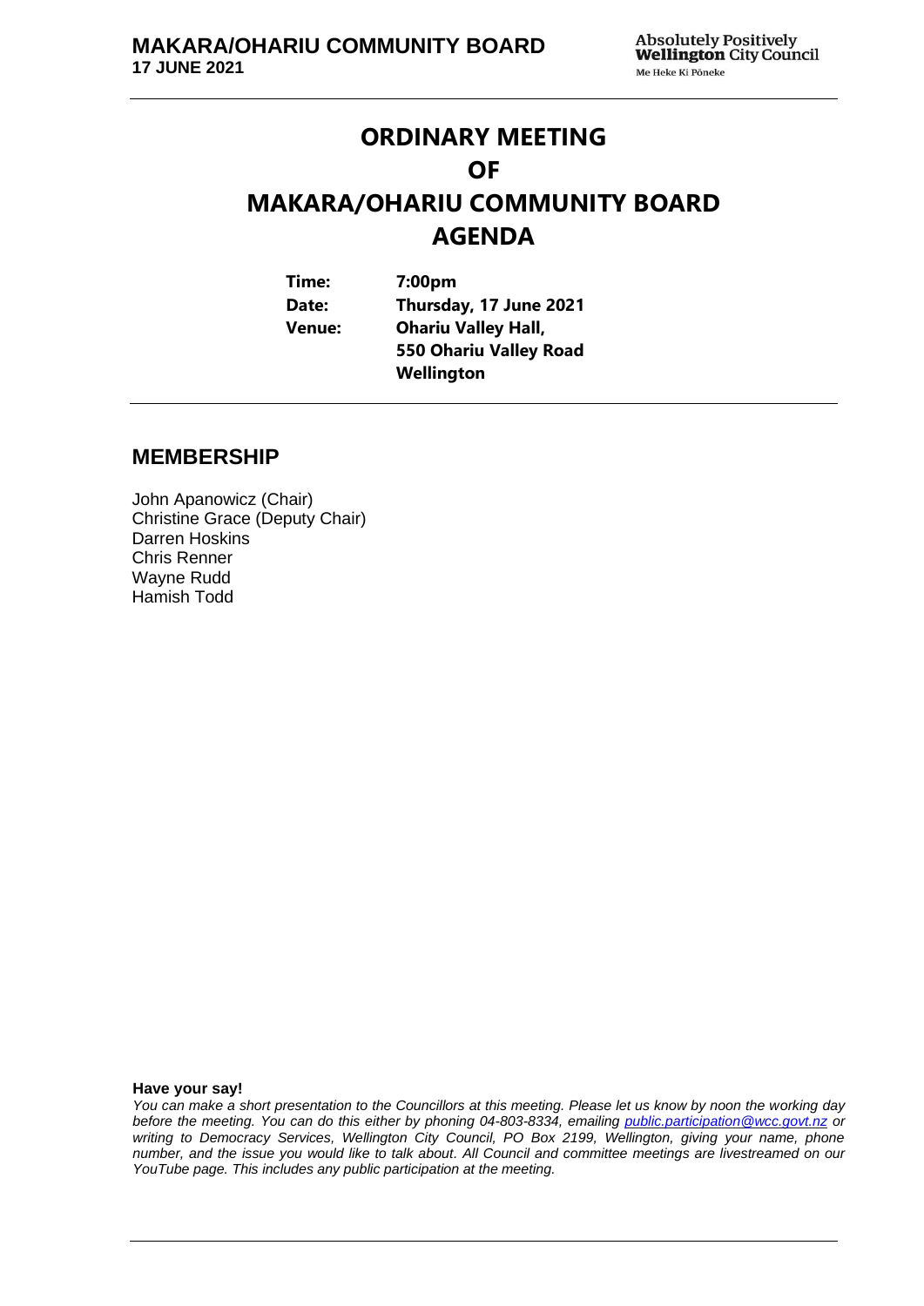# ORDINARY MEETING OF MAKARA/OHARIU COMMUNITY BOARD AGENDA

| | |
|---|---|
| **Time:** | **7:00pm** |
| **Date:** | **Thursday, 17 June 2021** |
| **Venue:** | **Ohariu Valley Hall, 550 Ohariu Valley Road Wellington** |

## MEMBERSHIP

John Apanowicz (Chair)
Christine Grace (Deputy Chair)
Darren Hoskins
Chris Renner
Wayne Rudd
Hamish Todd

**Have your say!**

*You can make a short presentation to the Councillors at this meeting. Please let us know by noon the working day before the meeting. You can do this either by phoning 04-803-8334, emailing public.participation@wcc.govt.nz or writing to Democracy Services, Wellington City Council, PO Box 2199, Wellington, giving your name, phone number, and the issue you would like to talk about. All Council and committee meetings are livestreamed on our YouTube page. This includes any public participation at the meeting.*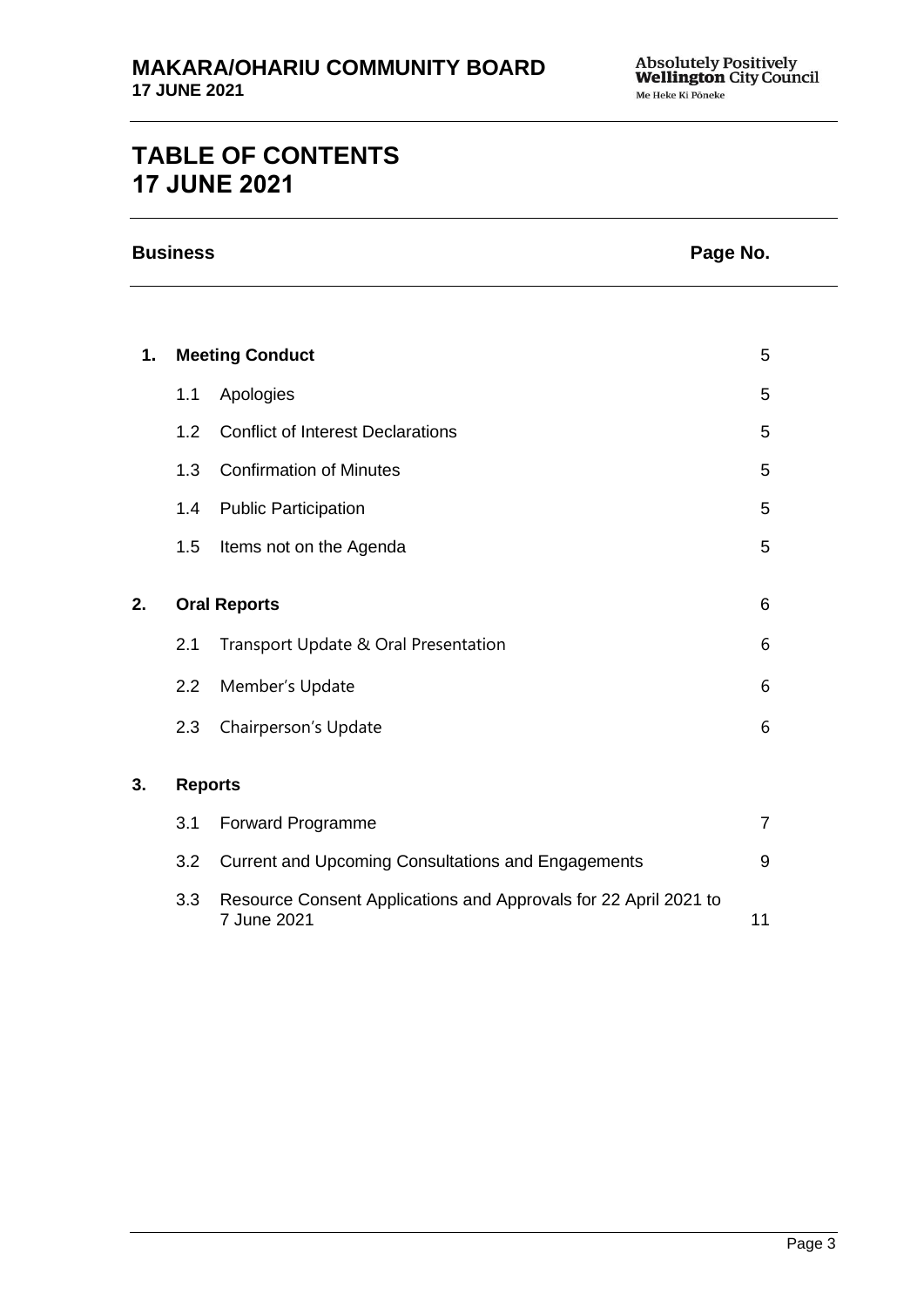# TABLE OF CONTENTS 17 JUNE 2021

| Business | | | Page No. |
|---|---|---|---|
| **1.** | **Meeting Conduct** | | 5 |
| | 1.1 | Apologies | 5 |
| | 1.2 | Conflict of Interest Declarations | 5 |
| | 1.3 | Confirmation of Minutes | 5 |
| | 1.4 | Public Participation | 5 |
| | 1.5 | Items not on the Agenda | 5 |
| **2.** | **Oral Reports** | | 6 |
| | 2.1 | Transport Update & Oral Presentation | 6 |
| | 2.2 | Member's Update | 6 |
| | 2.3 | Chairperson's Update | 6 |
| **3.** | **Reports** | | |
| | 3.1 | Forward Programme | 7 |
| | 3.2 | Current and Upcoming Consultations and Engagements | 9 |
| | 3.3 | Resource Consent Applications and Approvals for 22 April 2021 to 7 June 2021 | 11 |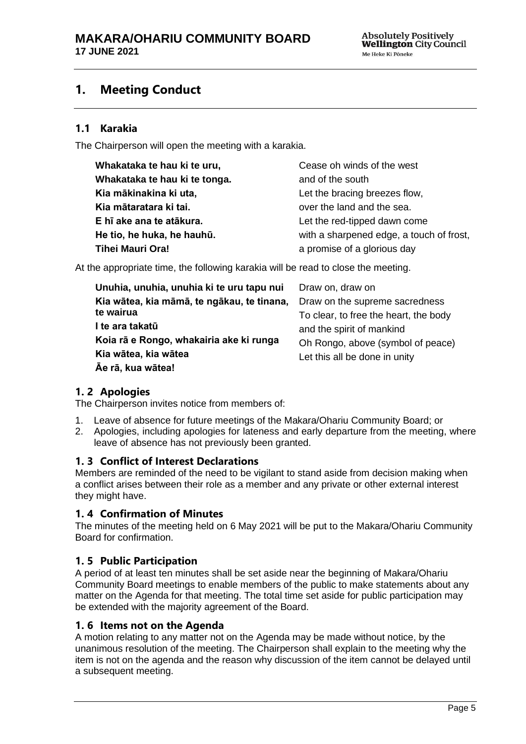# 1. Meeting Conduct

## 1.1 Karakia

The Chairperson will open the meeting with a karakia.

| | |
|---|---|
| **Whakataka te hau ki te uru,** | Cease oh winds of the west |
| **Whakataka te hau ki te tonga.** | and of the south |
| **Kia mākinakina ki uta,** | Let the bracing breezes flow, |
| **Kia mātaratara ki tai.** | over the land and the sea. |
| **E hī ake ana te atākura.** | Let the red-tipped dawn come |
| **He tio, he huka, he hauhū.** | with a sharpened edge, a touch of frost, |
| **Tihei Mauri Ora!** | a promise of a glorious day |

At the appropriate time, the following karakia will be read to close the meeting.

| | |
|---|---|
| **Unuhia, unuhia, unuhia ki te uru tapu nui** | Draw on, draw on |
| **Kia wātea, kia māmā, te ngākau, te tinana, te wairua** | Draw on the supreme sacredness |
| **I te ara takatū** | To clear, to free the heart, the body |
| **Koia rā e Rongo, whakairia ake ki runga** | and the spirit of mankind |
| **Kia wātea, kia wātea** | Oh Rongo, above (symbol of peace) |
| **Āe rā, kua wātea!** | Let this all be done in unity |

## 1. 2 Apologies

The Chairperson invites notice from members of:

1. Leave of absence for future meetings of the Makara/Ohariu Community Board; or
2. Apologies, including apologies for lateness and early departure from the meeting, where leave of absence has not previously been granted.

## 1. 3 Conflict of Interest Declarations

Members are reminded of the need to be vigilant to stand aside from decision making when a conflict arises between their role as a member and any private or other external interest they might have.

## 1. 4 Confirmation of Minutes

The minutes of the meeting held on 6 May 2021 will be put to the Makara/Ohariu Community Board for confirmation.

## 1. 5 Public Participation

A period of at least ten minutes shall be set aside near the beginning of Makara/Ohariu Community Board meetings to enable members of the public to make statements about any matter on the Agenda for that meeting. The total time set aside for public participation may be extended with the majority agreement of the Board.

## 1. 6 Items not on the Agenda

A motion relating to any matter not on the Agenda may be made without notice, by the unanimous resolution of the meeting. The Chairperson shall explain to the meeting why the item is not on the agenda and the reason why discussion of the item cannot be delayed until a subsequent meeting.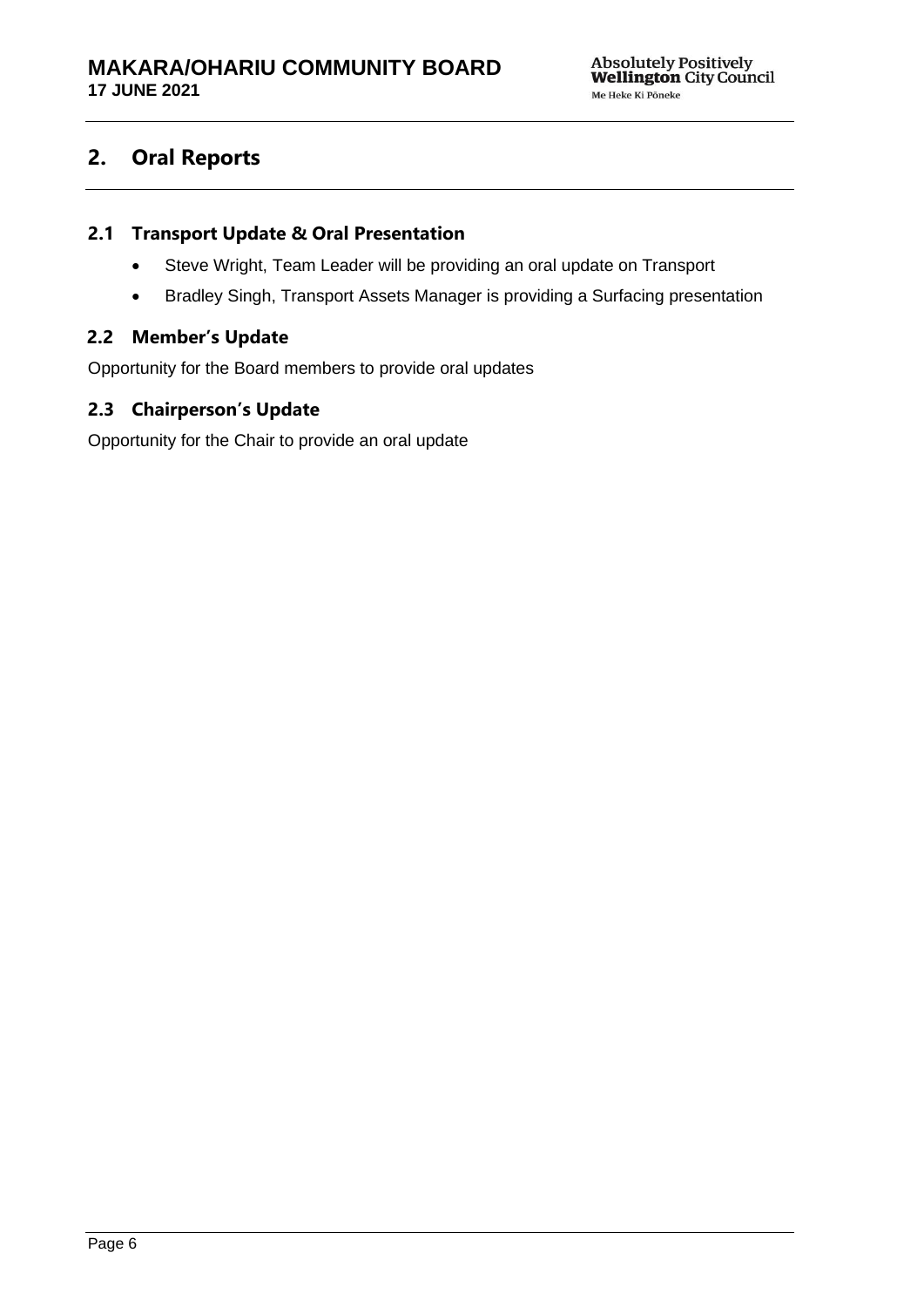## 2. Oral Reports

### 2.1 Transport Update & Oral Presentation

- Steve Wright, Team Leader will be providing an oral update on Transport
- Bradley Singh, Transport Assets Manager is providing a Surfacing presentation

### 2.2 Member's Update

Opportunity for the Board members to provide oral updates

### 2.3 Chairperson's Update

Opportunity for the Chair to provide an oral update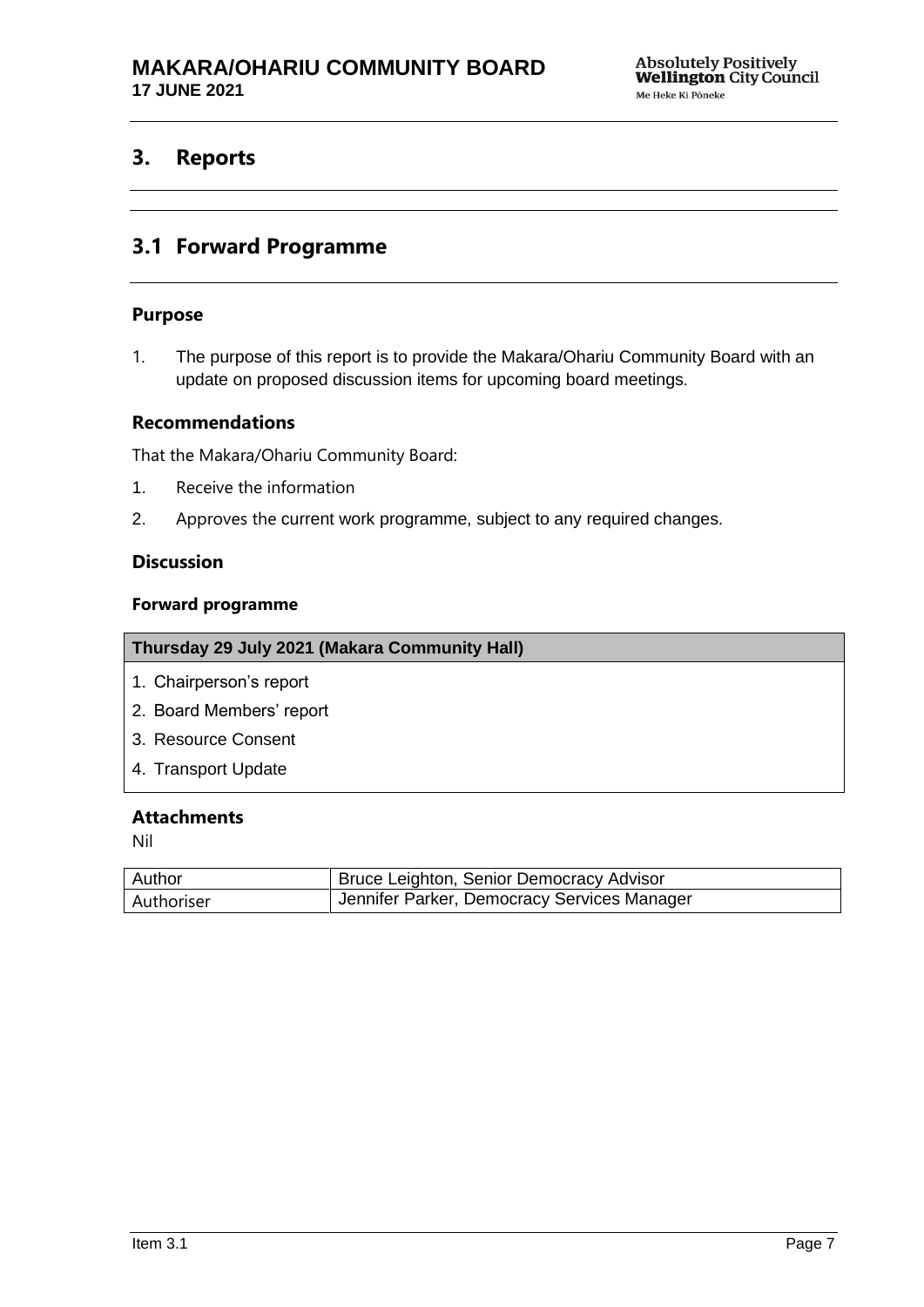## 3. Reports

## 3.1 Forward Programme

### Purpose

1. The purpose of this report is to provide the Makara/Ohariu Community Board with an update on proposed discussion items for upcoming board meetings.

### Recommendations

That the Makara/Ohariu Community Board:

1. Receive the information
2. Approves the current work programme, subject to any required changes.

### Discussion

#### Forward programme

| Thursday 29 July 2021 (Makara Community Hall) |
|---|
| 1. Chairperson's report<br>2. Board Members' report<br>3. Resource Consent<br>4. Transport Update |

### Attachments

Nil

| Author | Bruce Leighton, Senior Democracy Advisor |
|---|---|
| Authoriser | Jennifer Parker, Democracy Services Manager |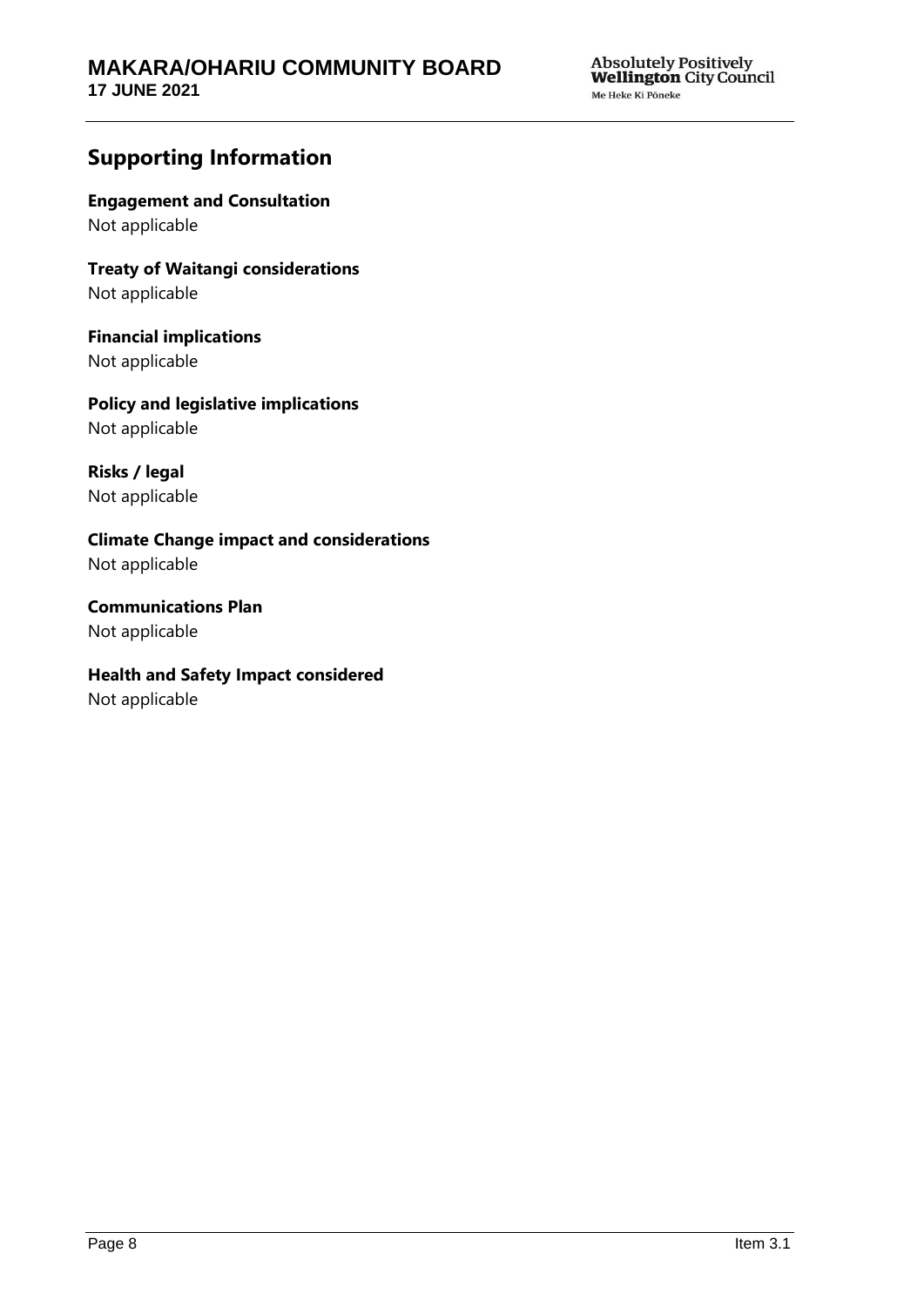## Supporting Information

**Engagement and Consultation**
Not applicable

**Treaty of Waitangi considerations**
Not applicable

**Financial implications**
Not applicable

**Policy and legislative implications**
Not applicable

**Risks / legal**
Not applicable

**Climate Change impact and considerations**
Not applicable

**Communications Plan**
Not applicable

**Health and Safety Impact considered**
Not applicable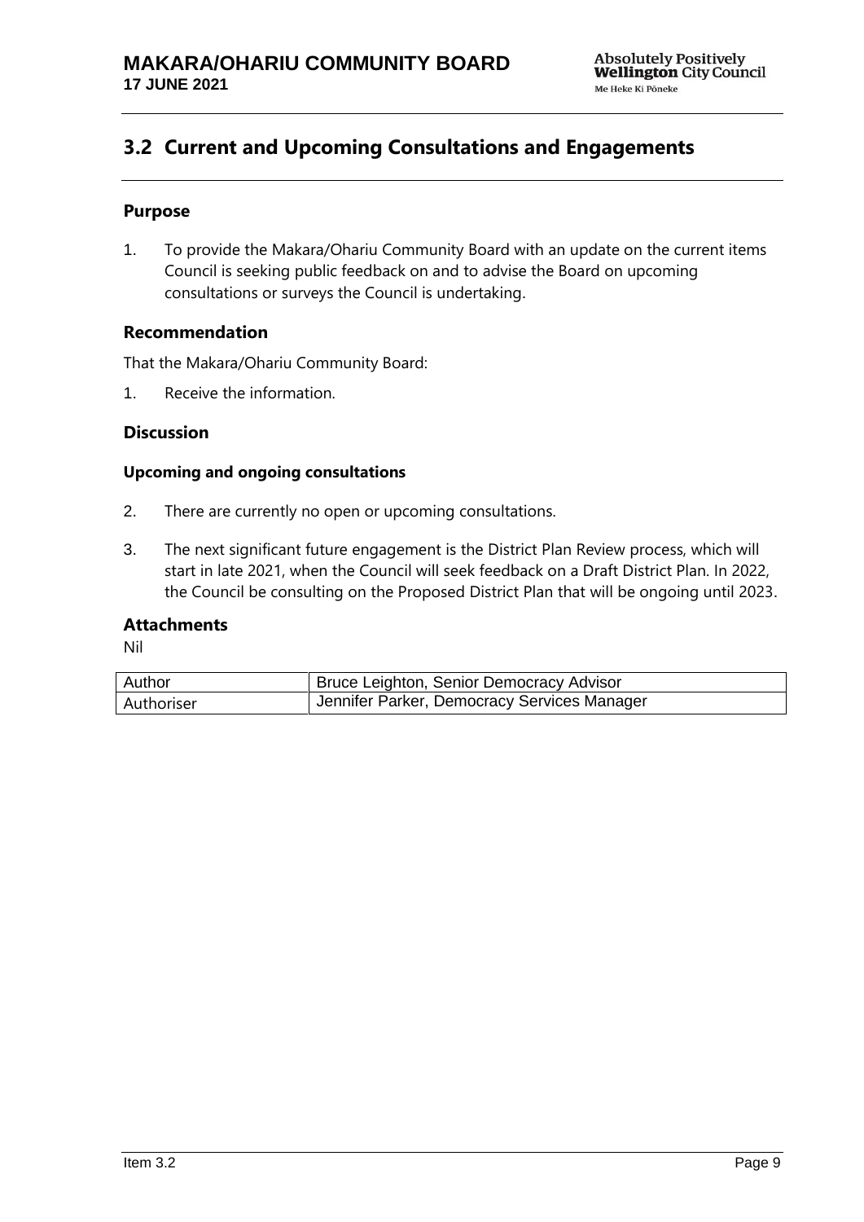## 3.2 Current and Upcoming Consultations and Engagements

### Purpose

1. To provide the Makara/Ohariu Community Board with an update on the current items Council is seeking public feedback on and to advise the Board on upcoming consultations or surveys the Council is undertaking.

### Recommendation

That the Makara/Ohariu Community Board:

1. Receive the information.

### Discussion

#### Upcoming and ongoing consultations

2. There are currently no open or upcoming consultations.

3. The next significant future engagement is the District Plan Review process, which will start in late 2021, when the Council will seek feedback on a Draft District Plan. In 2022, the Council be consulting on the Proposed District Plan that will be ongoing until 2023.

### Attachments

Nil

| Author | Bruce Leighton, Senior Democracy Advisor |
|---|---|
| Authoriser | Jennifer Parker, Democracy Services Manager |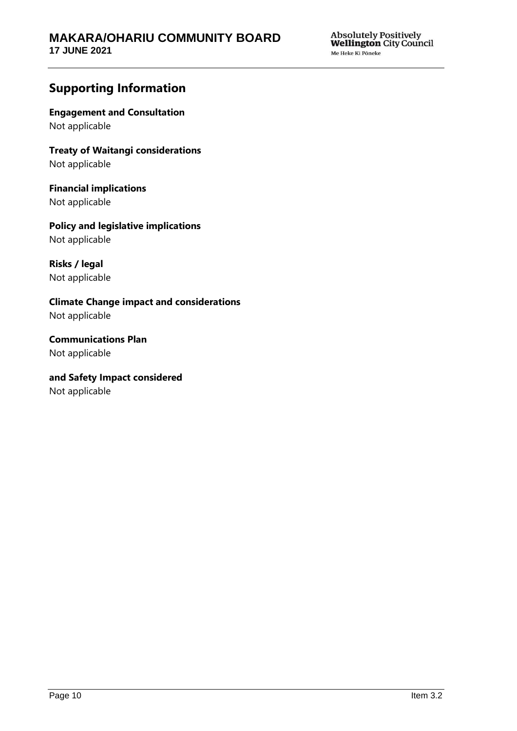## Supporting Information

**Engagement and Consultation**
Not applicable

**Treaty of Waitangi considerations**
Not applicable

**Financial implications**
Not applicable

**Policy and legislative implications**
Not applicable

**Risks / legal**
Not applicable

**Climate Change impact and considerations**
Not applicable

**Communications Plan**
Not applicable

**and Safety Impact considered**
Not applicable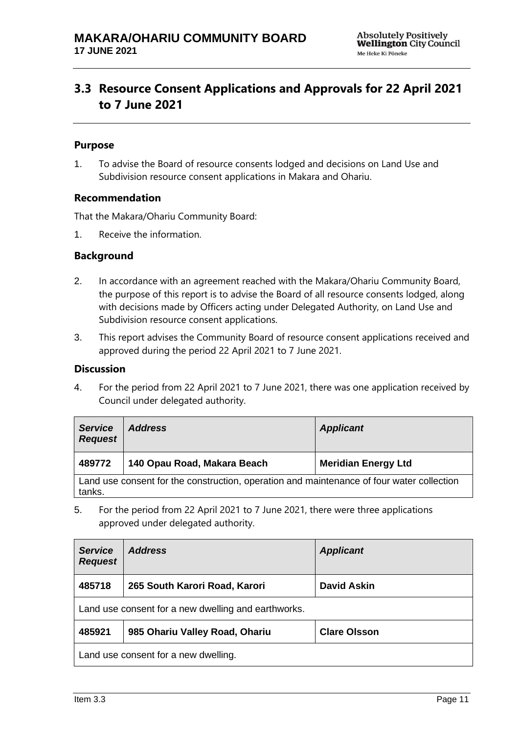## 3.3 Resource Consent Applications and Approvals for 22 April 2021 to 7 June 2021

### Purpose

1. To advise the Board of resource consents lodged and decisions on Land Use and Subdivision resource consent applications in Makara and Ohariu.

### Recommendation

That the Makara/Ohariu Community Board:

1. Receive the information.

### Background

2. In accordance with an agreement reached with the Makara/Ohariu Community Board, the purpose of this report is to advise the Board of all resource consents lodged, along with decisions made by Officers acting under Delegated Authority, on Land Use and Subdivision resource consent applications.

3. This report advises the Community Board of resource consent applications received and approved during the period 22 April 2021 to 7 June 2021.

### Discussion

4. For the period from 22 April 2021 to 7 June 2021, there was one application received by Council under delegated authority.

| *Service Request* | *Address* | *Applicant* |
|---|---|---|
| **489772** | **140 Opau Road, Makara Beach** | **Meridian Energy Ltd** |
| Land use consent for the construction, operation and maintenance of four water collection tanks. | | |

5. For the period from 22 April 2021 to 7 June 2021, there were three applications approved under delegated authority.

| *Service Request* | *Address* | *Applicant* |
|---|---|---|
| **485718** | **265 South Karori Road, Karori** | **David Askin** |
| Land use consent for a new dwelling and earthworks. | | |
| **485921** | **985 Ohariu Valley Road, Ohariu** | **Clare Olsson** |
| Land use consent for a new dwelling. | | |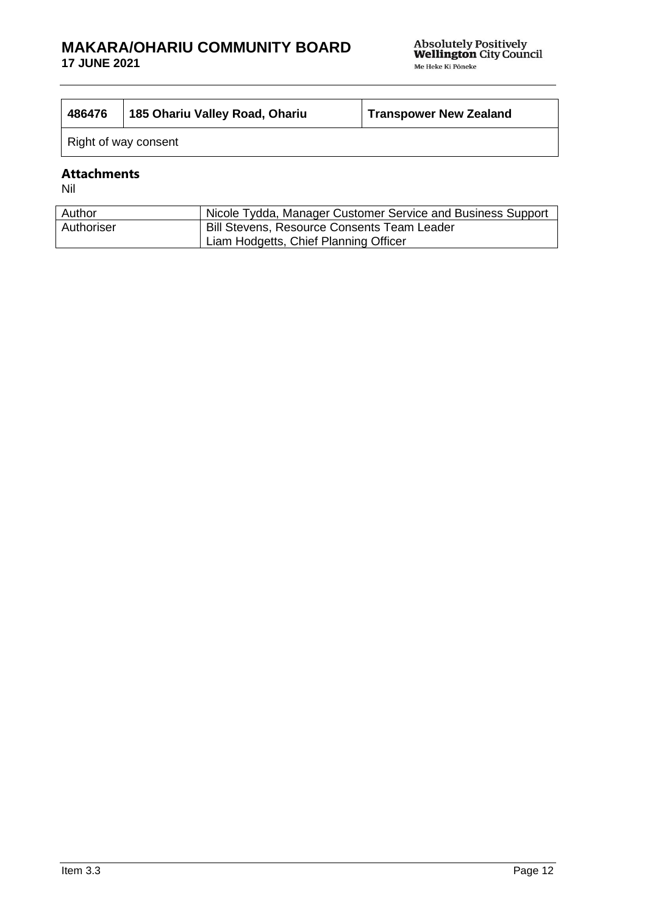| 486476 | 185 Ohariu Valley Road, Ohariu | Transpower New Zealand |
|---|---|---|
| Right of way consent | | |

### Attachments

Nil

| | |
|---|---|
| Author | Nicole Tydda, Manager Customer Service and Business Support |
| Authoriser | Bill Stevens, Resource Consents Team Leader<br>Liam Hodgetts, Chief Planning Officer |